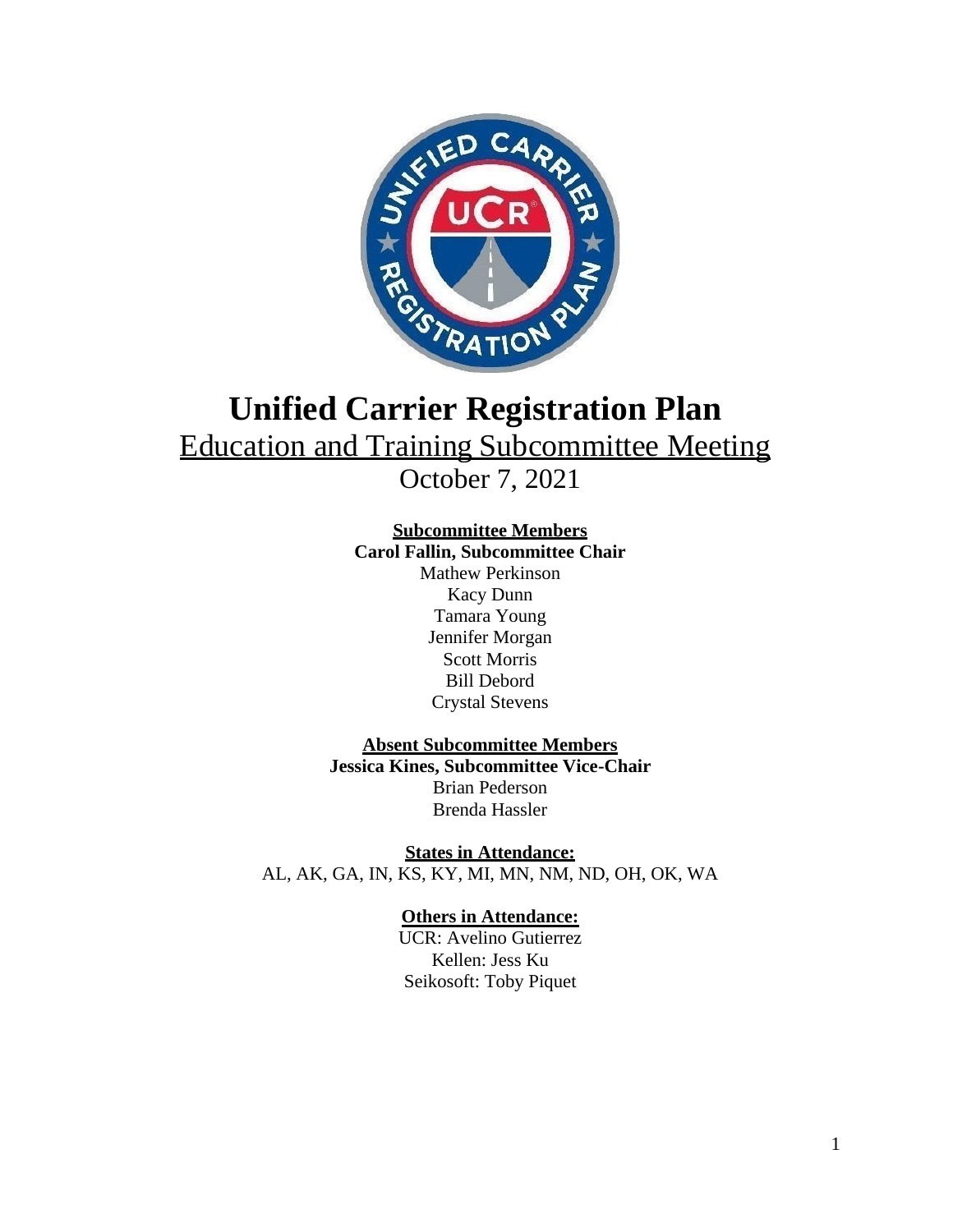# Unified Carrier Registration Plan

## Education and Training Subcommittee Meeting

October 7, 2021

**Subcommittee Members**

**Carol Fallin, Subcommittee Chair**

Mathew Perkinson

Kacy Dunn

Tamara Young

Jennifer Morgan

Scott Morris

Bill Debord

Crystal Stevens

**Absent Subcommittee Members**

**Jessica Kines, Subcommittee Vice-Chair**

Brian Pederson

Brenda Hassler

**States in Attendance:**

AL, AK, GA, IN, KS, KY, MI, MN, NM, ND, OH, OK, WA

**Others in Attendance:**

UCR: Avelino Gutierrez

Kellen: Jess Ku

Seikosoft: Toby Piquet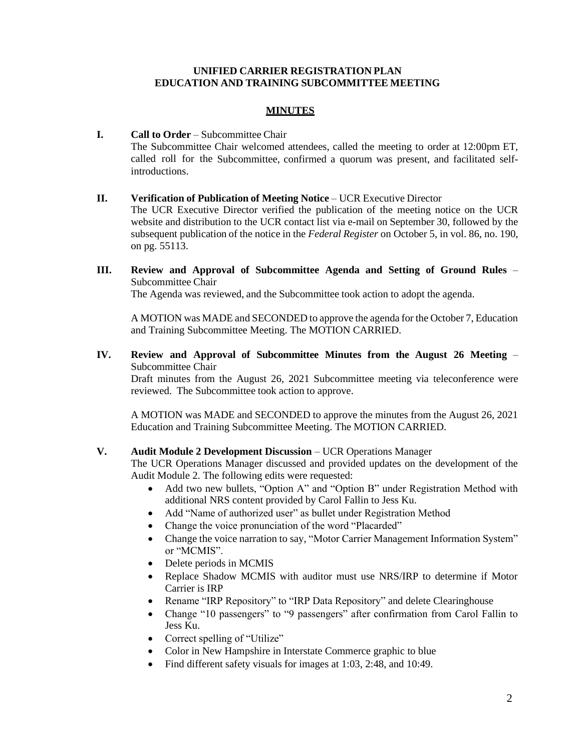**UNIFIED CARRIER REGISTRATION PLAN**
**EDUCATION AND TRAINING SUBCOMMITTEE MEETING**

**MINUTES**

**I. Call to Order** – Subcommittee Chair

The Subcommittee Chair welcomed attendees, called the meeting to order at 12:00pm ET, called roll for the Subcommittee, confirmed a quorum was present, and facilitated self-introductions.

**II. Verification of Publication of Meeting Notice** – UCR Executive Director

The UCR Executive Director verified the publication of the meeting notice on the UCR website and distribution to the UCR contact list via e-mail on September 30, followed by the subsequent publication of the notice in the *Federal Register* on October 5, in vol. 86, no. 190, on pg. 55113.

**III. Review and Approval of Subcommittee Agenda and Setting of Ground Rules** – Subcommittee Chair

The Agenda was reviewed, and the Subcommittee took action to adopt the agenda.

A MOTION was MADE and SECONDED to approve the agenda for the October 7, Education and Training Subcommittee Meeting. The MOTION CARRIED.

**IV. Review and Approval of Subcommittee Minutes from the August 26 Meeting** – Subcommittee Chair

Draft minutes from the August 26, 2021 Subcommittee meeting via teleconference were reviewed. The Subcommittee took action to approve.

A MOTION was MADE and SECONDED to approve the minutes from the August 26, 2021 Education and Training Subcommittee Meeting. The MOTION CARRIED.

**V. Audit Module 2 Development Discussion** – UCR Operations Manager

The UCR Operations Manager discussed and provided updates on the development of the Audit Module 2. The following edits were requested:

- Add two new bullets, "Option A" and "Option B" under Registration Method with additional NRS content provided by Carol Fallin to Jess Ku.
- Add "Name of authorized user" as bullet under Registration Method
- Change the voice pronunciation of the word "Placarded"
- Change the voice narration to say, "Motor Carrier Management Information System" or "MCMIS".
- Delete periods in MCMIS
- Replace Shadow MCMIS with auditor must use NRS/IRP to determine if Motor Carrier is IRP
- Rename "IRP Repository" to "IRP Data Repository" and delete Clearinghouse
- Change "10 passengers" to "9 passengers" after confirmation from Carol Fallin to Jess Ku.
- Correct spelling of "Utilize"
- Color in New Hampshire in Interstate Commerce graphic to blue
- Find different safety visuals for images at 1:03, 2:48, and 10:49.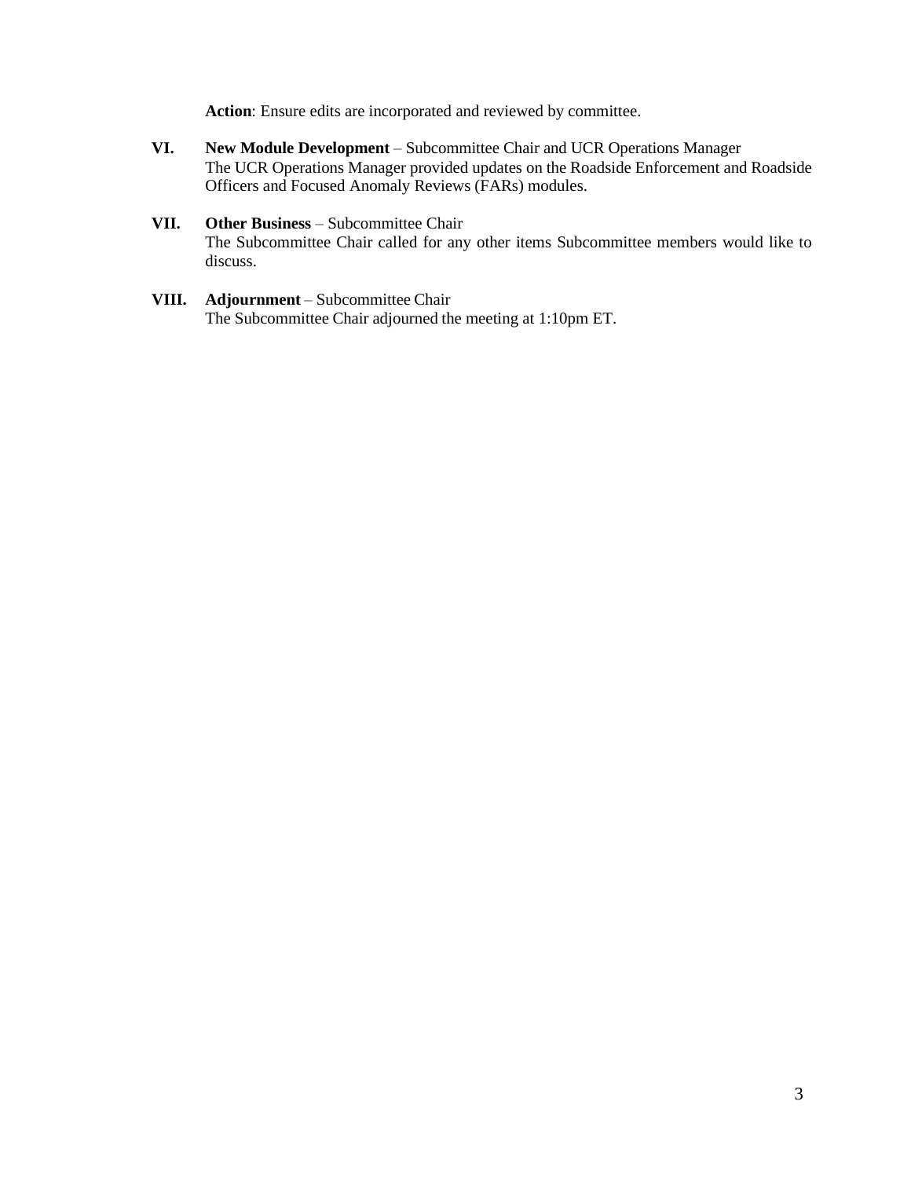**Action**: Ensure edits are incorporated and reviewed by committee.

**VI. New Module Development** – Subcommittee Chair and UCR Operations Manager
The UCR Operations Manager provided updates on the Roadside Enforcement and Roadside Officers and Focused Anomaly Reviews (FARs) modules.

**VII. Other Business** – Subcommittee Chair
The Subcommittee Chair called for any other items Subcommittee members would like to discuss.

**VIII. Adjournment** – Subcommittee Chair
The Subcommittee Chair adjourned the meeting at 1:10pm ET.